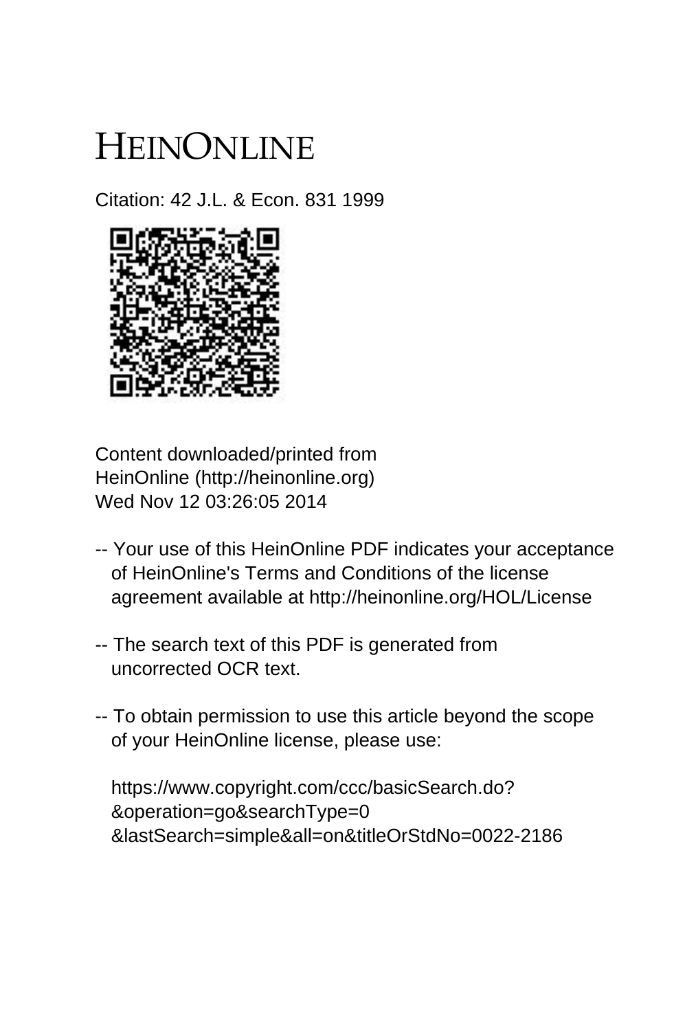# HEINONLINE

Citation: 42 J.L. & Econ. 831 1999

Content downloaded/printed from
HeinOnline (http://heinonline.org)
Wed Nov 12 03:26:05 2014

-- Your use of this HeinOnline PDF indicates your acceptance of HeinOnline's Terms and Conditions of the license agreement available at http://heinonline.org/HOL/License

-- The search text of this PDF is generated from uncorrected OCR text.

-- To obtain permission to use this article beyond the scope of your HeinOnline license, please use:

https://www.copyright.com/ccc/basicSearch.do?&operation=go&searchType=0&lastSearch=simple&all=on&titleOrStdNo=0022-2186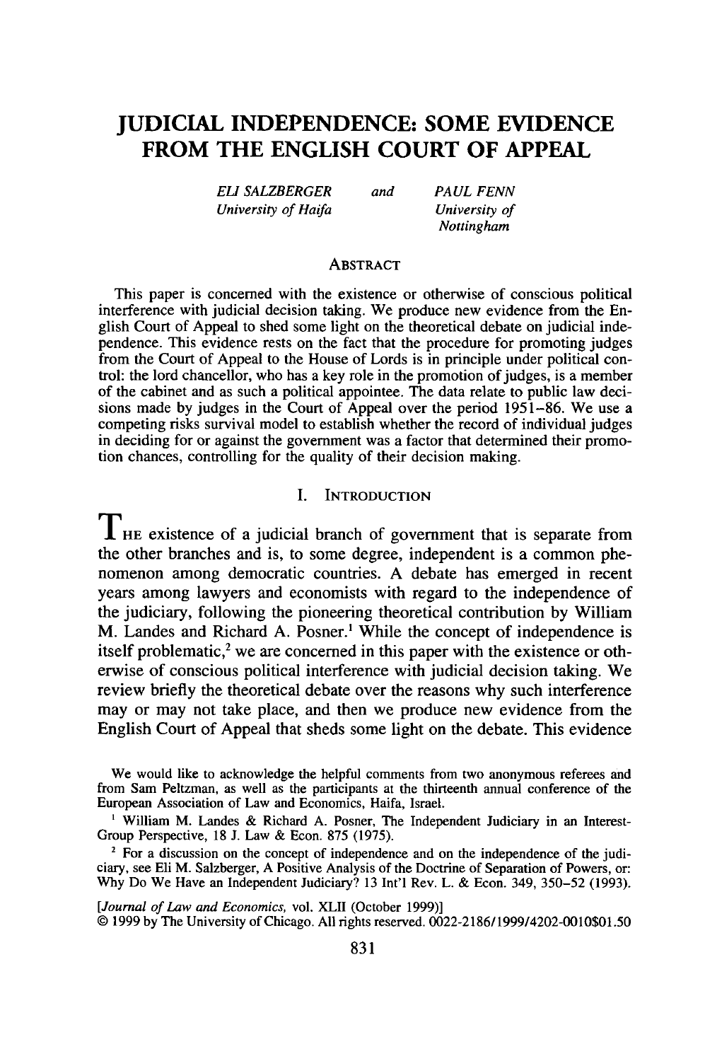# JUDICIAL INDEPENDENCE: SOME EVIDENCE FROM THE ENGLISH COURT OF APPEAL

*ELI SALZBERGER*
*University of Haifa*

and

*PAUL FENN*
*University of Nottingham*

## ABSTRACT

This paper is concerned with the existence or otherwise of conscious political interference with judicial decision taking. We produce new evidence from the English Court of Appeal to shed some light on the theoretical debate on judicial independence. This evidence rests on the fact that the procedure for promoting judges from the Court of Appeal to the House of Lords is in principle under political control: the lord chancellor, who has a key role in the promotion of judges, is a member of the cabinet and as such a political appointee. The data relate to public law decisions made by judges in the Court of Appeal over the period 1951–86. We use a competing risks survival model to establish whether the record of individual judges in deciding for or against the government was a factor that determined their promotion chances, controlling for the quality of their decision making.

## I. INTRODUCTION

THE existence of a judicial branch of government that is separate from the other branches and is, to some degree, independent is a common phenomenon among democratic countries. A debate has emerged in recent years among lawyers and economists with regard to the independence of the judiciary, following the pioneering theoretical contribution by William M. Landes and Richard A. Posner.[1] While the concept of independence is itself problematic,[2] we are concerned in this paper with the existence or otherwise of conscious political interference with judicial decision taking. We review briefly the theoretical debate over the reasons why such interference may or may not take place, and then we produce new evidence from the English Court of Appeal that sheds some light on the debate. This evidence

We would like to acknowledge the helpful comments from two anonymous referees and from Sam Peltzman, as well as the participants at the thirteenth annual conference of the European Association of Law and Economics, Haifa, Israel.

[1] William M. Landes & Richard A. Posner, The Independent Judiciary in an Interest-Group Perspective, 18 J. Law & Econ. 875 (1975).

[2] For a discussion on the concept of independence and on the independence of the judiciary, see Eli M. Salzberger, A Positive Analysis of the Doctrine of Separation of Powers, or: Why Do We Have an Independent Judiciary? 13 Int'l Rev. L. & Econ. 349, 350–52 (1993).

[*Journal of Law and Economics*, vol. XLII (October 1999)]
© 1999 by The University of Chicago. All rights reserved. 0022-2186/1999/4202-0010$01.50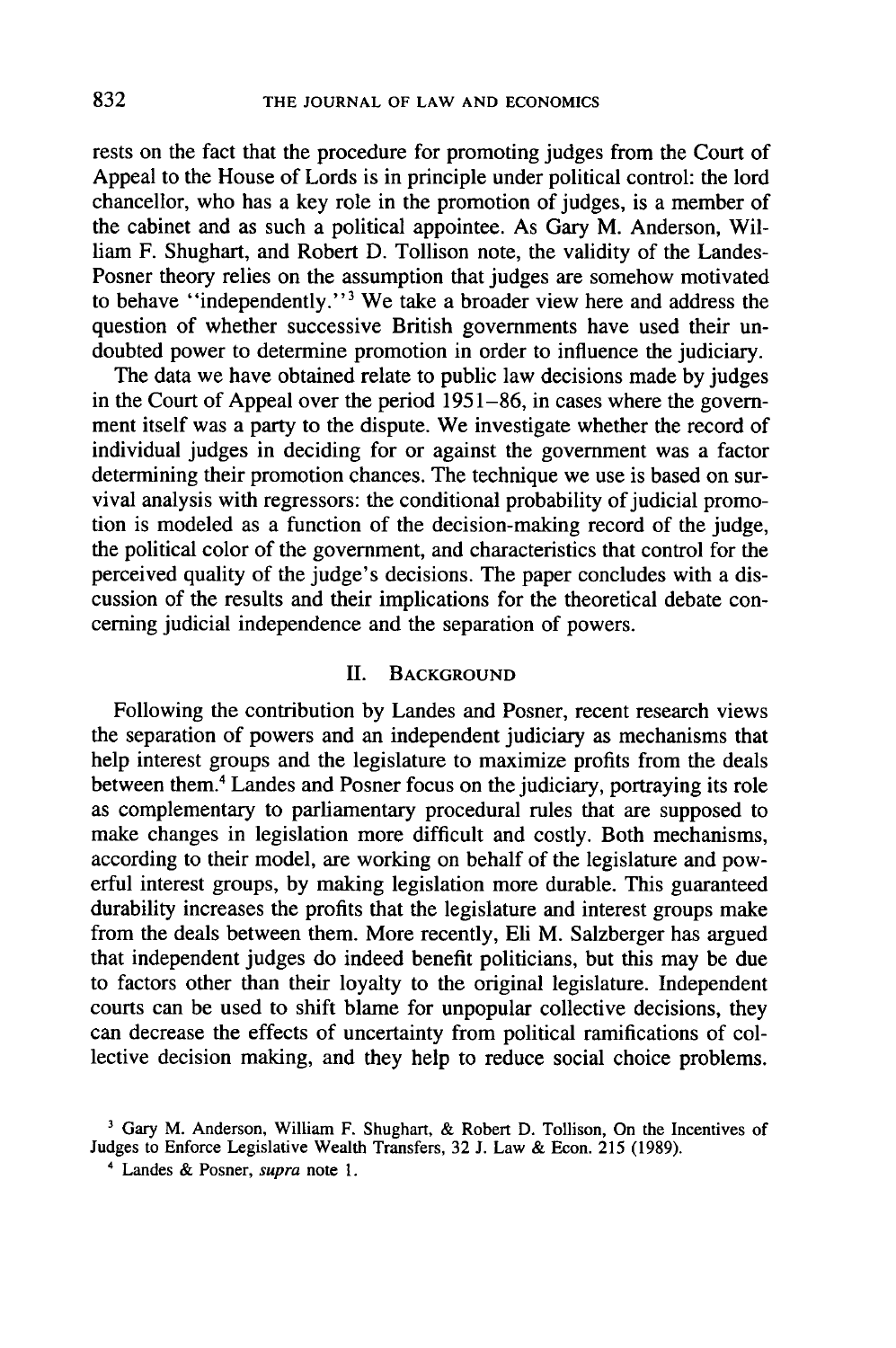rests on the fact that the procedure for promoting judges from the Court of Appeal to the House of Lords is in principle under political control: the lord chancellor, who has a key role in the promotion of judges, is a member of the cabinet and as such a political appointee. As Gary M. Anderson, William F. Shughart, and Robert D. Tollison note, the validity of the Landes-Posner theory relies on the assumption that judges are somehow motivated to behave "independently."[3] We take a broader view here and address the question of whether successive British governments have used their undoubted power to determine promotion in order to influence the judiciary.

The data we have obtained relate to public law decisions made by judges in the Court of Appeal over the period 1951–86, in cases where the government itself was a party to the dispute. We investigate whether the record of individual judges in deciding for or against the government was a factor determining their promotion chances. The technique we use is based on survival analysis with regressors: the conditional probability of judicial promotion is modeled as a function of the decision-making record of the judge, the political color of the government, and characteristics that control for the perceived quality of the judge's decisions. The paper concludes with a discussion of the results and their implications for the theoretical debate concerning judicial independence and the separation of powers.

## II. Background

Following the contribution by Landes and Posner, recent research views the separation of powers and an independent judiciary as mechanisms that help interest groups and the legislature to maximize profits from the deals between them.[4] Landes and Posner focus on the judiciary, portraying its role as complementary to parliamentary procedural rules that are supposed to make changes in legislation more difficult and costly. Both mechanisms, according to their model, are working on behalf of the legislature and powerful interest groups, by making legislation more durable. This guaranteed durability increases the profits that the legislature and interest groups make from the deals between them. More recently, Eli M. Salzberger has argued that independent judges do indeed benefit politicians, but this may be due to factors other than their loyalty to the original legislature. Independent courts can be used to shift blame for unpopular collective decisions, they can decrease the effects of uncertainty from political ramifications of collective decision making, and they help to reduce social choice problems.

[3] Gary M. Anderson, William F. Shughart, & Robert D. Tollison, On the Incentives of Judges to Enforce Legislative Wealth Transfers, 32 J. Law & Econ. 215 (1989).

[4] Landes & Posner, *supra* note 1.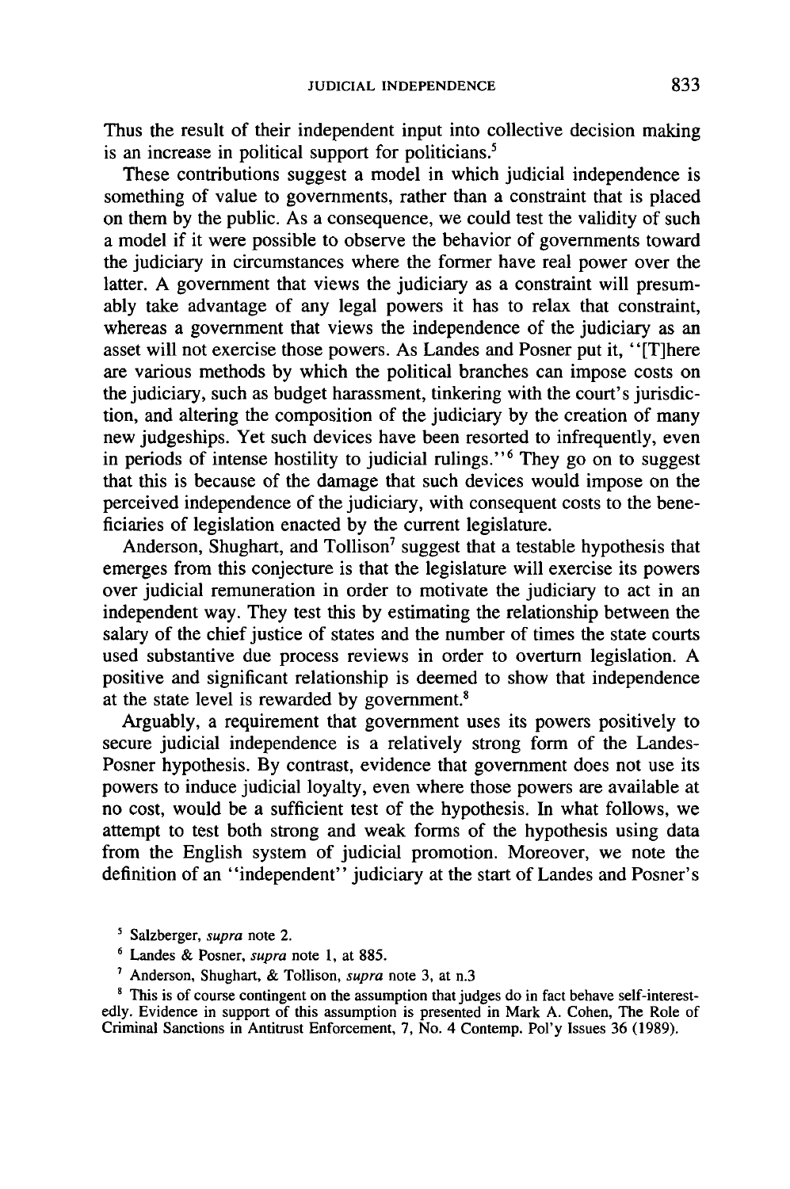Thus the result of their independent input into collective decision making is an increase in political support for politicians.[5]

These contributions suggest a model in which judicial independence is something of value to governments, rather than a constraint that is placed on them by the public. As a consequence, we could test the validity of such a model if it were possible to observe the behavior of governments toward the judiciary in circumstances where the former have real power over the latter. A government that views the judiciary as a constraint will presumably take advantage of any legal powers it has to relax that constraint, whereas a government that views the independence of the judiciary as an asset will not exercise those powers. As Landes and Posner put it, "[T]here are various methods by which the political branches can impose costs on the judiciary, such as budget harassment, tinkering with the court's jurisdiction, and altering the composition of the judiciary by the creation of many new judgeships. Yet such devices have been resorted to infrequently, even in periods of intense hostility to judicial rulings."[6] They go on to suggest that this is because of the damage that such devices would impose on the perceived independence of the judiciary, with consequent costs to the beneficiaries of legislation enacted by the current legislature.

Anderson, Shughart, and Tollison[7] suggest that a testable hypothesis that emerges from this conjecture is that the legislature will exercise its powers over judicial remuneration in order to motivate the judiciary to act in an independent way. They test this by estimating the relationship between the salary of the chief justice of states and the number of times the state courts used substantive due process reviews in order to overturn legislation. A positive and significant relationship is deemed to show that independence at the state level is rewarded by government.[8]

Arguably, a requirement that government uses its powers positively to secure judicial independence is a relatively strong form of the Landes-Posner hypothesis. By contrast, evidence that government does not use its powers to induce judicial loyalty, even where those powers are available at no cost, would be a sufficient test of the hypothesis. In what follows, we attempt to test both strong and weak forms of the hypothesis using data from the English system of judicial promotion. Moreover, we note the definition of an "independent" judiciary at the start of Landes and Posner's

[5] Salzberger, *supra* note 2.

[6] Landes & Posner, *supra* note 1, at 885.

[7] Anderson, Shughart, & Tollison, *supra* note 3, at n.3

[8] This is of course contingent on the assumption that judges do in fact behave self-interestedly. Evidence in support of this assumption is presented in Mark A. Cohen, The Role of Criminal Sanctions in Antitrust Enforcement, 7, No. 4 Contemp. Pol'y Issues 36 (1989).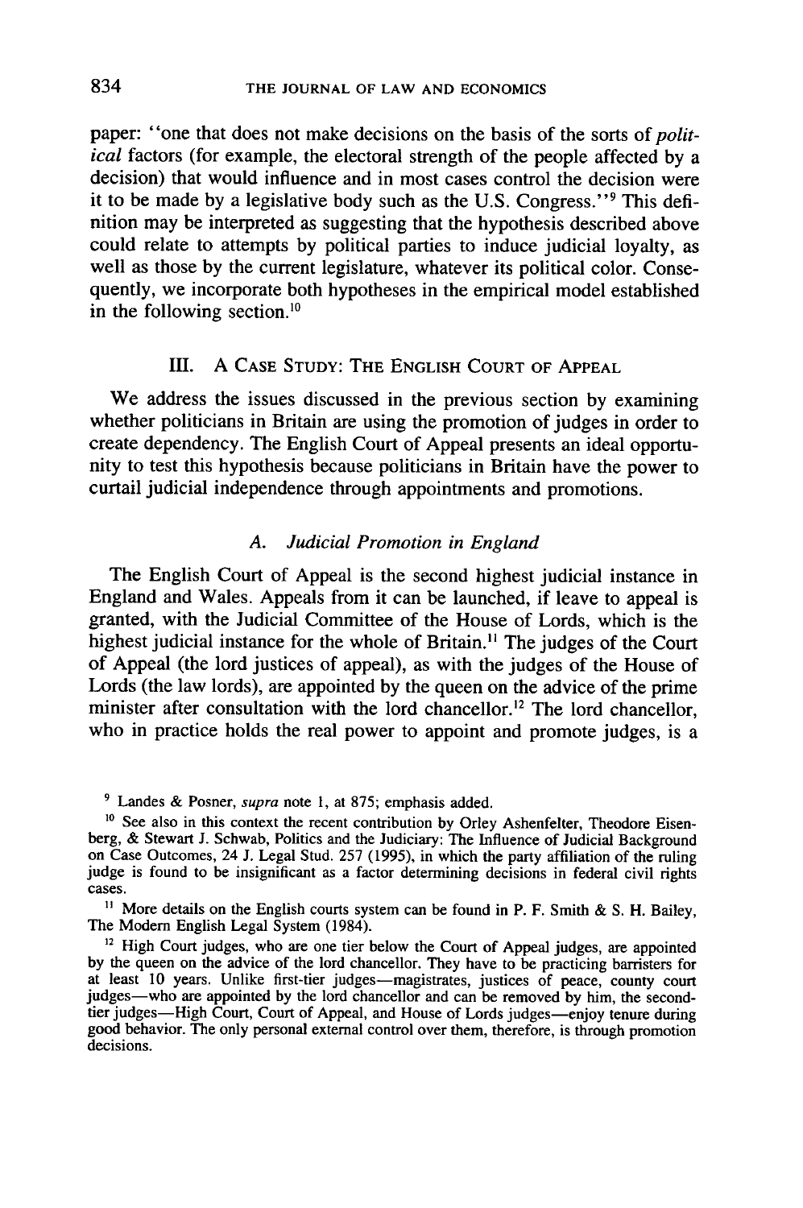paper: "one that does not make decisions on the basis of the sorts of *political* factors (for example, the electoral strength of the people affected by a decision) that would influence and in most cases control the decision were it to be made by a legislative body such as the U.S. Congress."[9] This definition may be interpreted as suggesting that the hypothesis described above could relate to attempts by political parties to induce judicial loyalty, as well as those by the current legislature, whatever its political color. Consequently, we incorporate both hypotheses in the empirical model established in the following section.[10]

## III. A Case Study: The English Court of Appeal

We address the issues discussed in the previous section by examining whether politicians in Britain are using the promotion of judges in order to create dependency. The English Court of Appeal presents an ideal opportunity to test this hypothesis because politicians in Britain have the power to curtail judicial independence through appointments and promotions.

### A. *Judicial Promotion in England*

The English Court of Appeal is the second highest judicial instance in England and Wales. Appeals from it can be launched, if leave to appeal is granted, with the Judicial Committee of the House of Lords, which is the highest judicial instance for the whole of Britain.[11] The judges of the Court of Appeal (the lord justices of appeal), as with the judges of the House of Lords (the law lords), are appointed by the queen on the advice of the prime minister after consultation with the lord chancellor.[12] The lord chancellor, who in practice holds the real power to appoint and promote judges, is a

---

[9] Landes & Posner, *supra* note 1, at 875; emphasis added.

[10] See also in this context the recent contribution by Orley Ashenfelter, Theodore Eisenberg, & Stewart J. Schwab, Politics and the Judiciary: The Influence of Judicial Background on Case Outcomes, 24 J. Legal Stud. 257 (1995), in which the party affiliation of the ruling judge is found to be insignificant as a factor determining decisions in federal civil rights cases.

[11] More details on the English courts system can be found in P. F. Smith & S. H. Bailey, The Modern English Legal System (1984).

[12] High Court judges, who are one tier below the Court of Appeal judges, are appointed by the queen on the advice of the lord chancellor. They have to be practicing barristers for at least 10 years. Unlike first-tier judges—magistrates, justices of peace, county court judges—who are appointed by the lord chancellor and can be removed by him, the second-tier judges—High Court, Court of Appeal, and House of Lords judges—enjoy tenure during good behavior. The only personal external control over them, therefore, is through promotion decisions.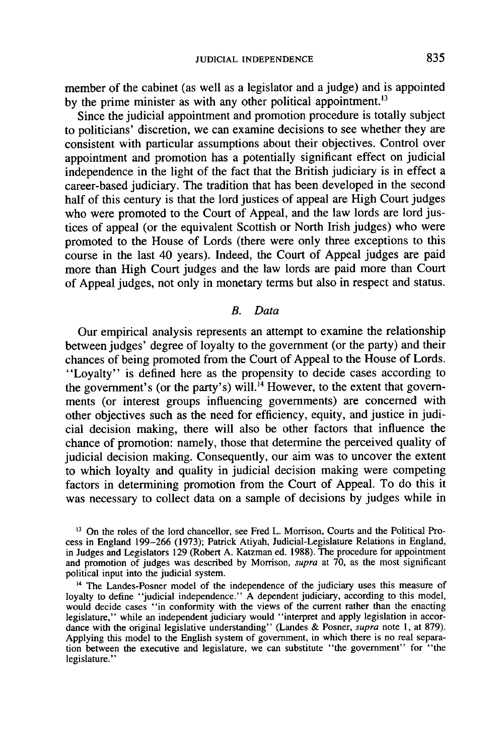member of the cabinet (as well as a legislator and a judge) and is appointed by the prime minister as with any other political appointment.[13]

Since the judicial appointment and promotion procedure is totally subject to politicians' discretion, we can examine decisions to see whether they are consistent with particular assumptions about their objectives. Control over appointment and promotion has a potentially significant effect on judicial independence in the light of the fact that the British judiciary is in effect a career-based judiciary. The tradition that has been developed in the second half of this century is that the lord justices of appeal are High Court judges who were promoted to the Court of Appeal, and the law lords are lord justices of appeal (or the equivalent Scottish or North Irish judges) who were promoted to the House of Lords (there were only three exceptions to this course in the last 40 years). Indeed, the Court of Appeal judges are paid more than High Court judges and the law lords are paid more than Court of Appeal judges, not only in monetary terms but also in respect and status.

### *B. Data*

Our empirical analysis represents an attempt to examine the relationship between judges' degree of loyalty to the government (or the party) and their chances of being promoted from the Court of Appeal to the House of Lords. "Loyalty" is defined here as the propensity to decide cases according to the government's (or the party's) will.[14] However, to the extent that governments (or interest groups influencing governments) are concerned with other objectives such as the need for efficiency, equity, and justice in judicial decision making, there will also be other factors that influence the chance of promotion: namely, those that determine the perceived quality of judicial decision making. Consequently, our aim was to uncover the extent to which loyalty and quality in judicial decision making were competing factors in determining promotion from the Court of Appeal. To do this it was necessary to collect data on a sample of decisions by judges while in

---

[13] On the roles of the lord chancellor, see Fred L. Morrison, Courts and the Political Process in England 199–266 (1973); Patrick Atiyah, Judicial-Legislature Relations in England, in Judges and Legislators 129 (Robert A. Katzman ed. 1988). The procedure for appointment and promotion of judges was described by Morrison, *supra* at 70, as the most significant political input into the judicial system.

[14] The Landes-Posner model of the independence of the judiciary uses this measure of loyalty to define "judicial independence." A dependent judiciary, according to this model, would decide cases "in conformity with the views of the current rather than the enacting legislature," while an independent judiciary would "interpret and apply legislation in accordance with the original legislative understanding" (Landes & Posner, *supra* note 1, at 879). Applying this model to the English system of government, in which there is no real separation between the executive and legislature, we can substitute "the government" for "the legislature."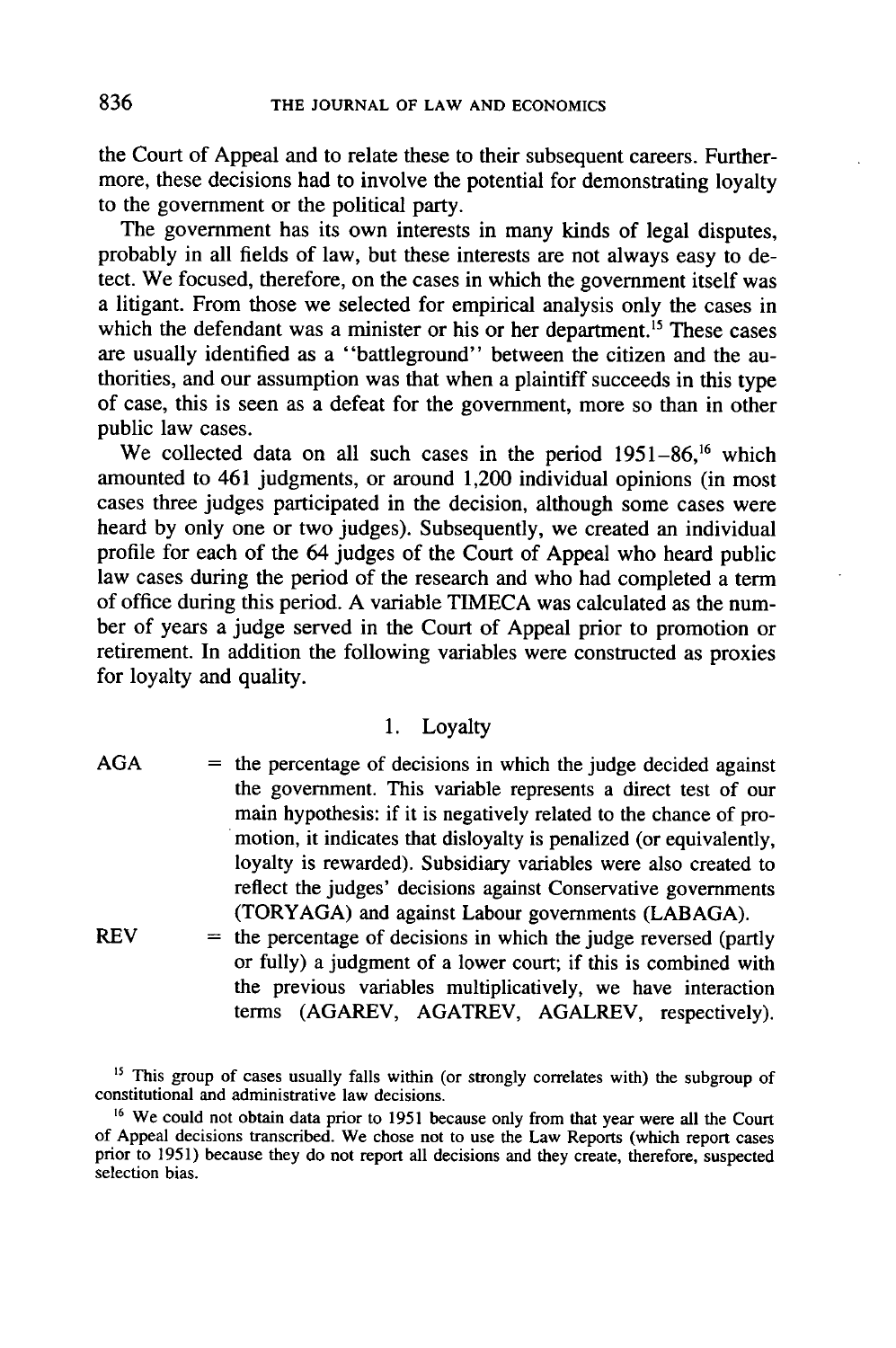the Court of Appeal and to relate these to their subsequent careers. Furthermore, these decisions had to involve the potential for demonstrating loyalty to the government or the political party.

The government has its own interests in many kinds of legal disputes, probably in all fields of law, but these interests are not always easy to detect. We focused, therefore, on the cases in which the government itself was a litigant. From those we selected for empirical analysis only the cases in which the defendant was a minister or his or her department.[15] These cases are usually identified as a "battleground" between the citizen and the authorities, and our assumption was that when a plaintiff succeeds in this type of case, this is seen as a defeat for the government, more so than in other public law cases.

We collected data on all such cases in the period 1951–86,[16] which amounted to 461 judgments, or around 1,200 individual opinions (in most cases three judges participated in the decision, although some cases were heard by only one or two judges). Subsequently, we created an individual profile for each of the 64 judges of the Court of Appeal who heard public law cases during the period of the research and who had completed a term of office during this period. A variable TIMECA was calculated as the number of years a judge served in the Court of Appeal prior to promotion or retirement. In addition the following variables were constructed as proxies for loyalty and quality.

### 1. Loyalty

AGA = the percentage of decisions in which the judge decided against the government. This variable represents a direct test of our main hypothesis: if it is negatively related to the chance of promotion, it indicates that disloyalty is penalized (or equivalently, loyalty is rewarded). Subsidiary variables were also created to reflect the judges' decisions against Conservative governments (TORYAGA) and against Labour governments (LABAGA).

REV = the percentage of decisions in which the judge reversed (partly or fully) a judgment of a lower court; if this is combined with the previous variables multiplicatively, we have interaction terms (AGAREV, AGATREV, AGALREV, respectively).

[15] This group of cases usually falls within (or strongly correlates with) the subgroup of constitutional and administrative law decisions.

[16] We could not obtain data prior to 1951 because only from that year were all the Court of Appeal decisions transcribed. We chose not to use the Law Reports (which report cases prior to 1951) because they do not report all decisions and they create, therefore, suspected selection bias.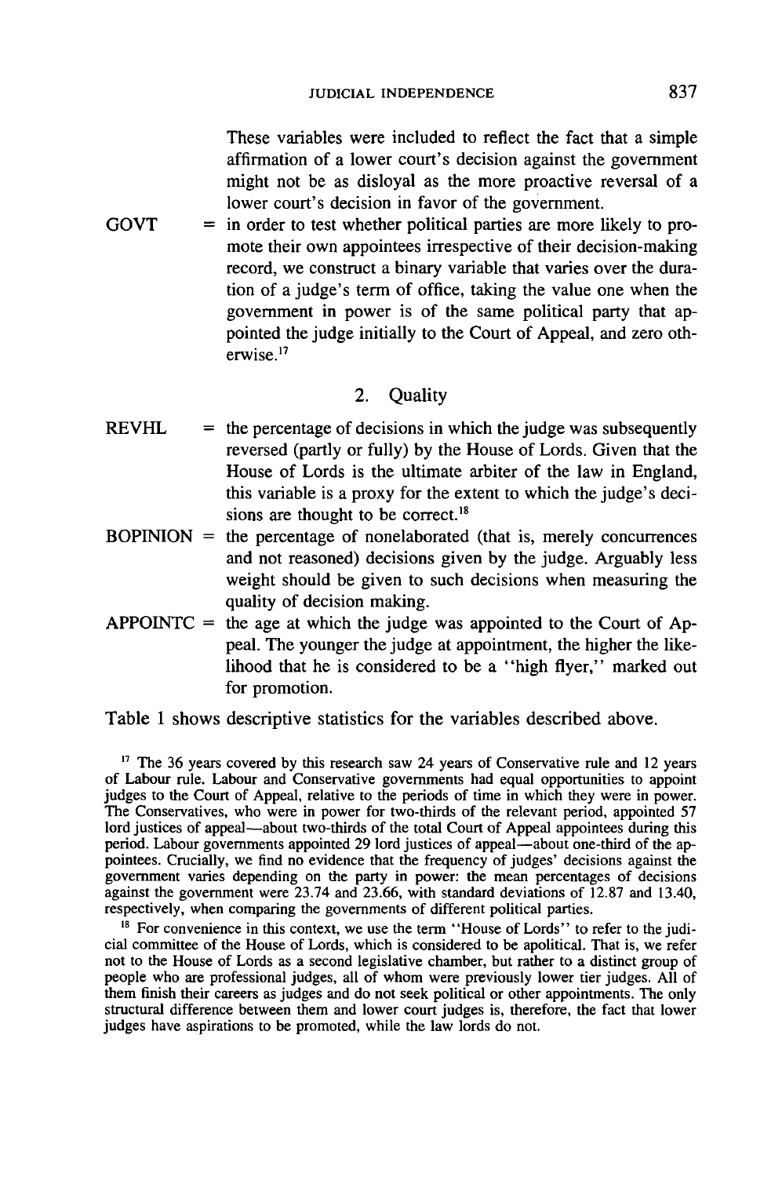These variables were included to reflect the fact that a simple affirmation of a lower court's decision against the government might not be as disloyal as the more proactive reversal of a lower court's decision in favor of the government.

GOVT = in order to test whether political parties are more likely to promote their own appointees irrespective of their decision-making record, we construct a binary variable that varies over the duration of a judge's term of office, taking the value one when the government in power is of the same political party that appointed the judge initially to the Court of Appeal, and zero otherwise.[17]

## 2. Quality

REVHL = the percentage of decisions in which the judge was subsequently reversed (partly or fully) by the House of Lords. Given that the House of Lords is the ultimate arbiter of the law in England, this variable is a proxy for the extent to which the judge's decisions are thought to be correct.[18]

BOPINION = the percentage of nonelaborated (that is, merely concurrences and not reasoned) decisions given by the judge. Arguably less weight should be given to such decisions when measuring the quality of decision making.

APPOINTC = the age at which the judge was appointed to the Court of Appeal. The younger the judge at appointment, the higher the likelihood that he is considered to be a "high flyer," marked out for promotion.

Table 1 shows descriptive statistics for the variables described above.

[17] The 36 years covered by this research saw 24 years of Conservative rule and 12 years of Labour rule. Labour and Conservative governments had equal opportunities to appoint judges to the Court of Appeal, relative to the periods of time in which they were in power. The Conservatives, who were in power for two-thirds of the relevant period, appointed 57 lord justices of appeal—about two-thirds of the total Court of Appeal appointees during this period. Labour governments appointed 29 lord justices of appeal—about one-third of the appointees. Crucially, we find no evidence that the frequency of judges' decisions against the government varies depending on the party in power: the mean percentages of decisions against the government were 23.74 and 23.66, with standard deviations of 12.87 and 13.40, respectively, when comparing the governments of different political parties.

[18] For convenience in this context, we use the term "House of Lords" to refer to the judicial committee of the House of Lords, which is considered to be apolitical. That is, we refer not to the House of Lords as a second legislative chamber, but rather to a distinct group of people who are professional judges, all of whom were previously lower tier judges. All of them finish their careers as judges and do not seek political or other appointments. The only structural difference between them and lower court judges is, therefore, the fact that lower judges have aspirations to be promoted, while the law lords do not.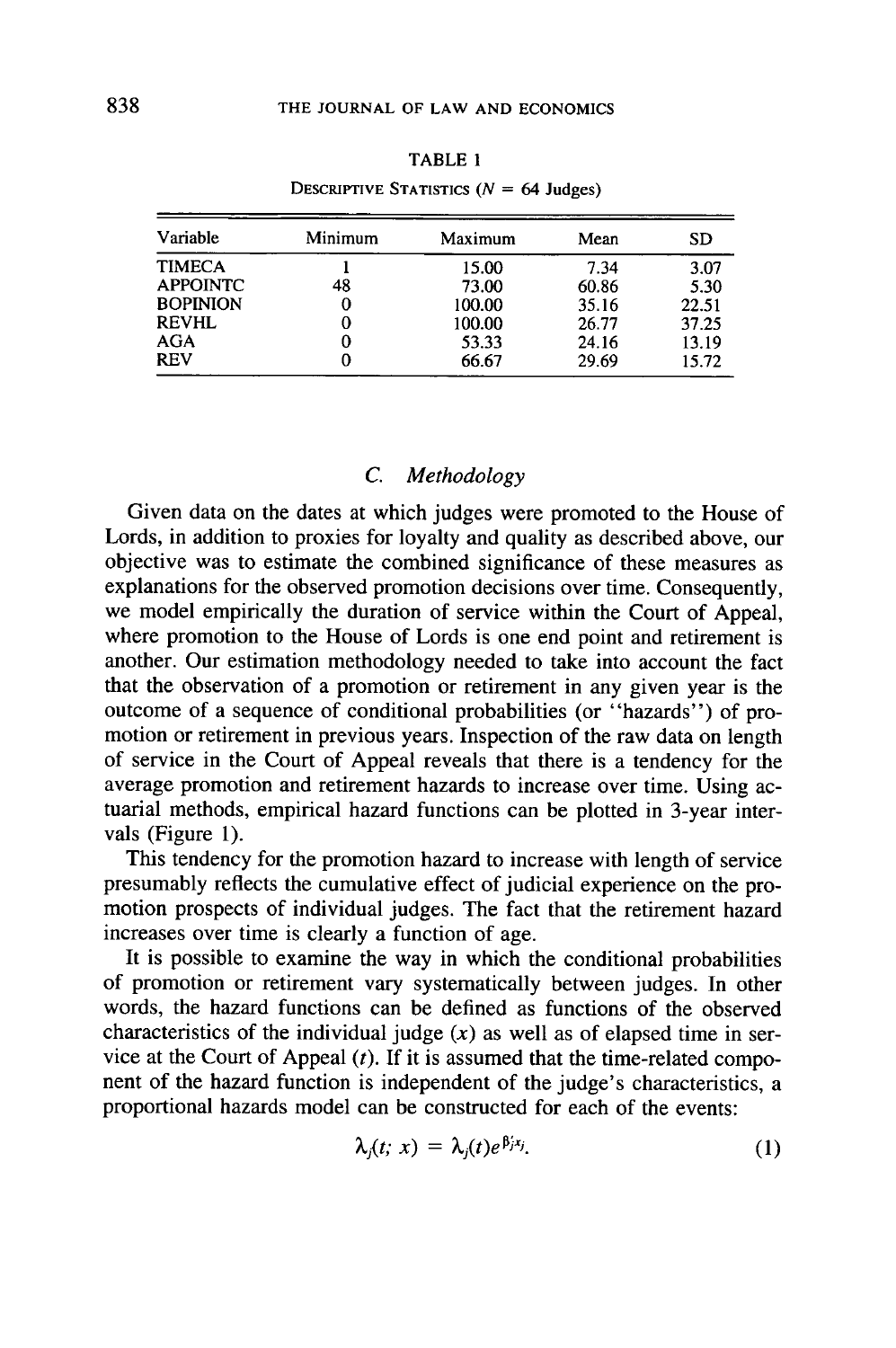TABLE 1

Descriptive Statistics ($N = 64$ Judges)

| Variable | Minimum | Maximum | Mean | SD |
|---|---|---|---|---|
| TIMECA | 1 | 15.00 | 7.34 | 3.07 |
| APPOINTC | 48 | 73.00 | 60.86 | 5.30 |
| BOPINION | 0 | 100.00 | 35.16 | 22.51 |
| REVHL | 0 | 100.00 | 26.77 | 37.25 |
| AGA | 0 | 53.33 | 24.16 | 13.19 |
| REV | 0 | 66.67 | 29.69 | 15.72 |

### C. *Methodology*

Given data on the dates at which judges were promoted to the House of Lords, in addition to proxies for loyalty and quality as described above, our objective was to estimate the combined significance of these measures as explanations for the observed promotion decisions over time. Consequently, we model empirically the duration of service within the Court of Appeal, where promotion to the House of Lords is one end point and retirement is another. Our estimation methodology needed to take into account the fact that the observation of a promotion or retirement in any given year is the outcome of a sequence of conditional probabilities (or "hazards") of promotion or retirement in previous years. Inspection of the raw data on length of service in the Court of Appeal reveals that there is a tendency for the average promotion and retirement hazards to increase over time. Using actuarial methods, empirical hazard functions can be plotted in 3-year intervals (Figure 1).

This tendency for the promotion hazard to increase with length of service presumably reflects the cumulative effect of judicial experience on the promotion prospects of individual judges. The fact that the retirement hazard increases over time is clearly a function of age.

It is possible to examine the way in which the conditional probabilities of promotion or retirement vary systematically between judges. In other words, the hazard functions can be defined as functions of the observed characteristics of the individual judge ($x$) as well as of elapsed time in service at the Court of Appeal ($t$). If it is assumed that the time-related component of the hazard function is independent of the judge's characteristics, a proportional hazards model can be constructed for each of the events:

$$\lambda_j(t; x) = \lambda_j(t)e^{\beta_j' x_j}. \tag{1}$$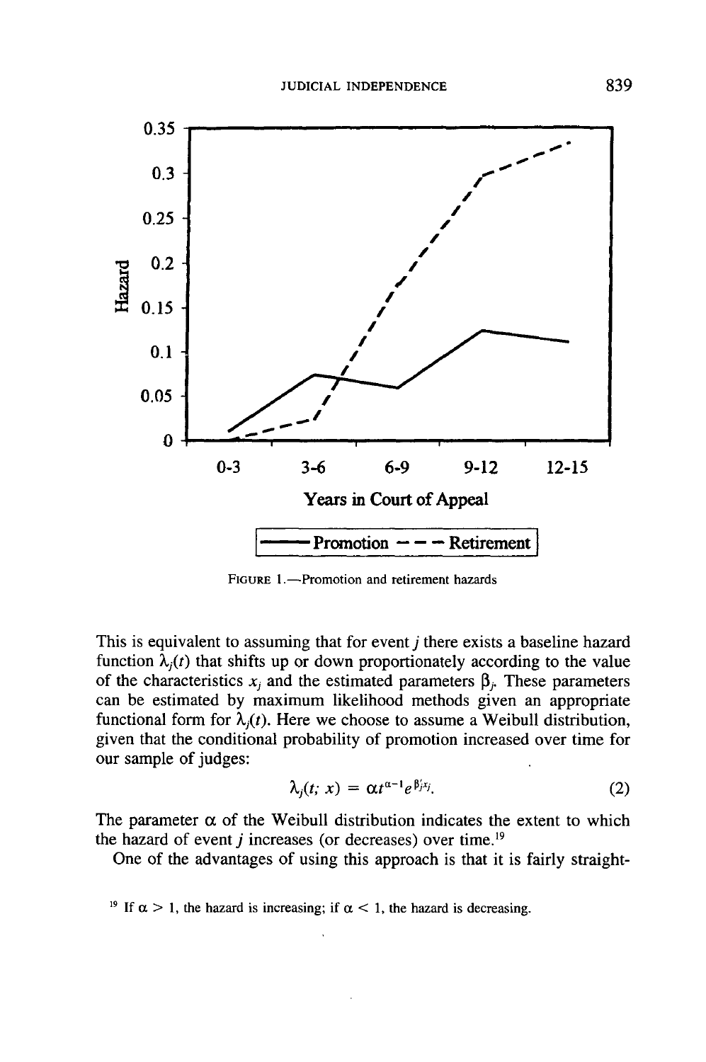FIGURE 1.—Promotion and retirement hazards

This is equivalent to assuming that for event $j$ there exists a baseline hazard function $\lambda_j(t)$ that shifts up or down proportionately according to the value of the characteristics $x_j$ and the estimated parameters $\beta_j$. These parameters can be estimated by maximum likelihood methods given an appropriate functional form for $\lambda_j(t)$. Here we choose to assume a Weibull distribution, given that the conditional probability of promotion increased over time for our sample of judges:

$$\lambda_j(t; x) = \alpha t^{\alpha-1} e^{\beta_j' x_j}. \tag{2}$$

The parameter $\alpha$ of the Weibull distribution indicates the extent to which the hazard of event $j$ increases (or decreases) over time.[19]

One of the advantages of using this approach is that it is fairly straight-

[19] If $\alpha > 1$, the hazard is increasing; if $\alpha < 1$, the hazard is decreasing.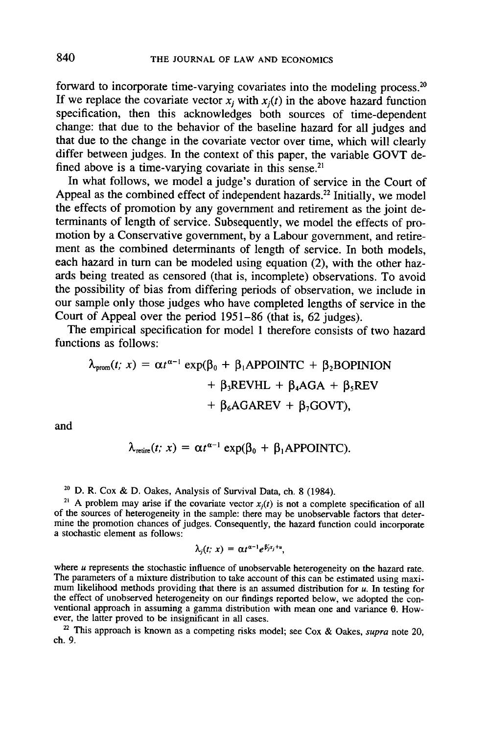forward to incorporate time-varying covariates into the modeling process.[20] If we replace the covariate vector $x_j$ with $x_j(t)$ in the above hazard function specification, then this acknowledges both sources of time-dependent change: that due to the behavior of the baseline hazard for all judges and that due to the change in the covariate vector over time, which will clearly differ between judges. In the context of this paper, the variable GOVT defined above is a time-varying covariate in this sense.[21]

In what follows, we model a judge's duration of service in the Court of Appeal as the combined effect of independent hazards.[22] Initially, we model the effects of promotion by any government and retirement as the joint determinants of length of service. Subsequently, we model the effects of promotion by a Conservative government, by a Labour government, and retirement as the combined determinants of length of service. In both models, each hazard in turn can be modeled using equation (2), with the other hazards being treated as censored (that is, incomplete) observations. To avoid the possibility of bias from differing periods of observation, we include in our sample only those judges who have completed lengths of service in the Court of Appeal over the period 1951–86 (that is, 62 judges).

The empirical specification for model 1 therefore consists of two hazard functions as follows:

$$\lambda_{\text{prom}}(t; x) = \alpha t^{\alpha-1} \exp(\beta_0 + \beta_1\text{APPOINTC} + \beta_2\text{BOPINION} + \beta_3\text{REVHL} + \beta_4\text{AGA} + \beta_5\text{REV} + \beta_6\text{AGAREV} + \beta_7\text{GOVT}),$$

and

$$\lambda_{\text{retire}}(t; x) = \alpha t^{\alpha-1} \exp(\beta_0 + \beta_1\text{APPOINTC}).$$

---

[20] D. R. Cox & D. Oakes, Analysis of Survival Data, ch. 8 (1984).

[21] A problem may arise if the covariate vector $x_j(t)$ is not a complete specification of all of the sources of heterogeneity in the sample: there may be unobservable factors that determine the promotion chances of judges. Consequently, the hazard function could incorporate a stochastic element as follows:

$$\lambda_j(t; x) = \alpha t^{\alpha-1} e^{\beta_j' x_j + u},$$

where $u$ represents the stochastic influence of unobservable heterogeneity on the hazard rate. The parameters of a mixture distribution to take account of this can be estimated using maximum likelihood methods providing that there is an assumed distribution for $u$. In testing for the effect of unobserved heterogeneity on our findings reported below, we adopted the conventional approach in assuming a gamma distribution with mean one and variance $\theta$. However, the latter proved to be insignificant in all cases.

[22] This approach is known as a competing risks model; see Cox & Oakes, *supra* note 20, ch. 9.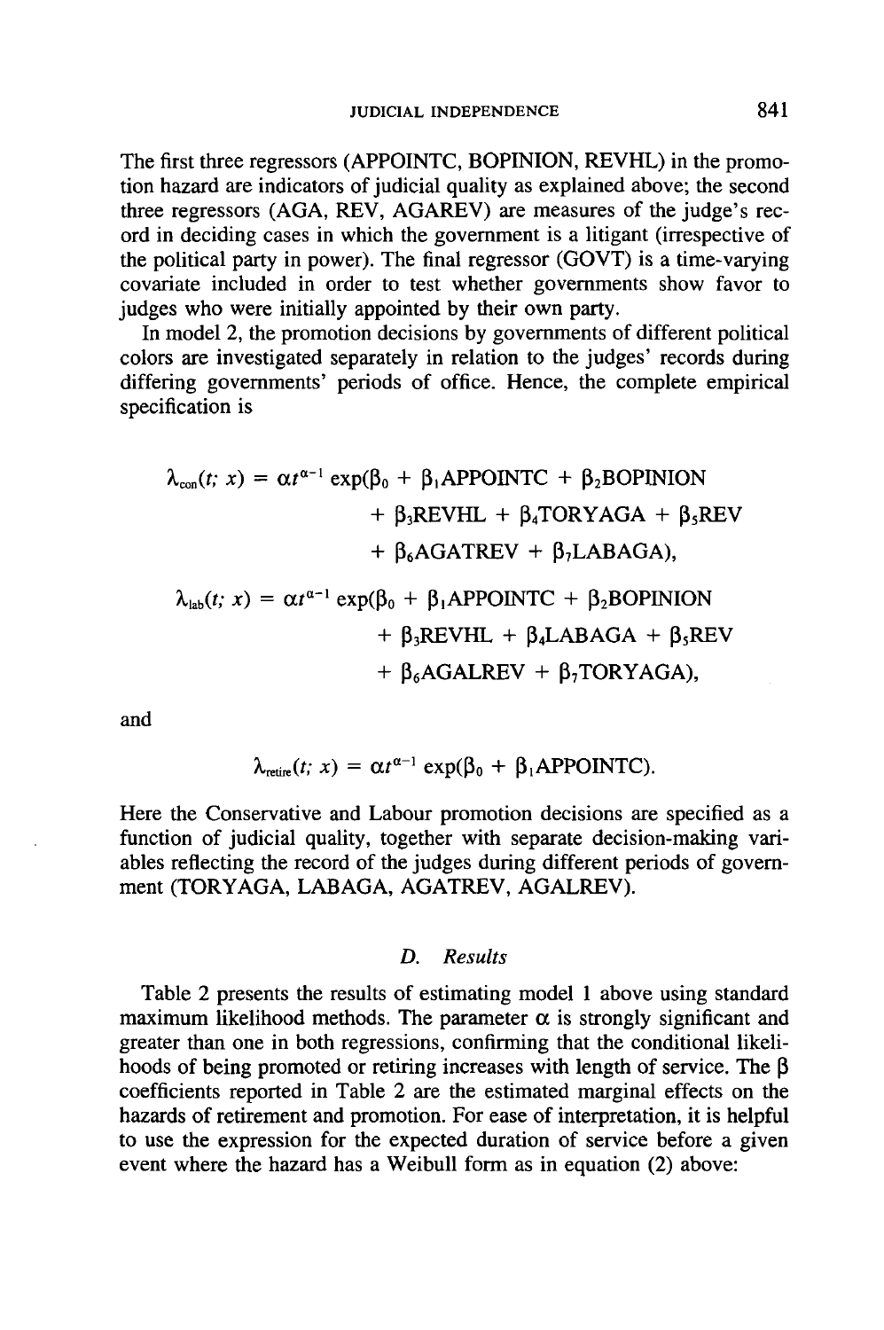The first three regressors (APPOINTC, BOPINION, REVHL) in the promotion hazard are indicators of judicial quality as explained above; the second three regressors (AGA, REV, AGAREV) are measures of the judge's record in deciding cases in which the government is a litigant (irrespective of the political party in power). The final regressor (GOVT) is a time-varying covariate included in order to test whether governments show favor to judges who were initially appointed by their own party.

In model 2, the promotion decisions by governments of different political colors are investigated separately in relation to the judges' records during differing governments' periods of office. Hence, the complete empirical specification is

$$\lambda_{\text{con}}(t;\, x) = \alpha t^{\alpha-1} \exp(\beta_0 + \beta_1\text{APPOINTC} + \beta_2\text{BOPINION} + \beta_3\text{REVHL} + \beta_4\text{TORYAGA} + \beta_5\text{REV} + \beta_6\text{AGATREV} + \beta_7\text{LABAGA}),$$

$$\lambda_{\text{lab}}(t;\, x) = \alpha t^{\alpha-1} \exp(\beta_0 + \beta_1\text{APPOINTC} + \beta_2\text{BOPINION} + \beta_3\text{REVHL} + \beta_4\text{LABAGA} + \beta_5\text{REV} + \beta_6\text{AGALREV} + \beta_7\text{TORYAGA}),$$

and

$$\lambda_{\text{retire}}(t;\, x) = \alpha t^{\alpha-1} \exp(\beta_0 + \beta_1\text{APPOINTC}).$$

Here the Conservative and Labour promotion decisions are specified as a function of judicial quality, together with separate decision-making variables reflecting the record of the judges during different periods of government (TORYAGA, LABAGA, AGATREV, AGALREV).

### D. *Results*

Table 2 presents the results of estimating model 1 above using standard maximum likelihood methods. The parameter $\alpha$ is strongly significant and greater than one in both regressions, confirming that the conditional likelihoods of being promoted or retiring increases with length of service. The $\beta$ coefficients reported in Table 2 are the estimated marginal effects on the hazards of retirement and promotion. For ease of interpretation, it is helpful to use the expression for the expected duration of service before a given event where the hazard has a Weibull form as in equation (2) above: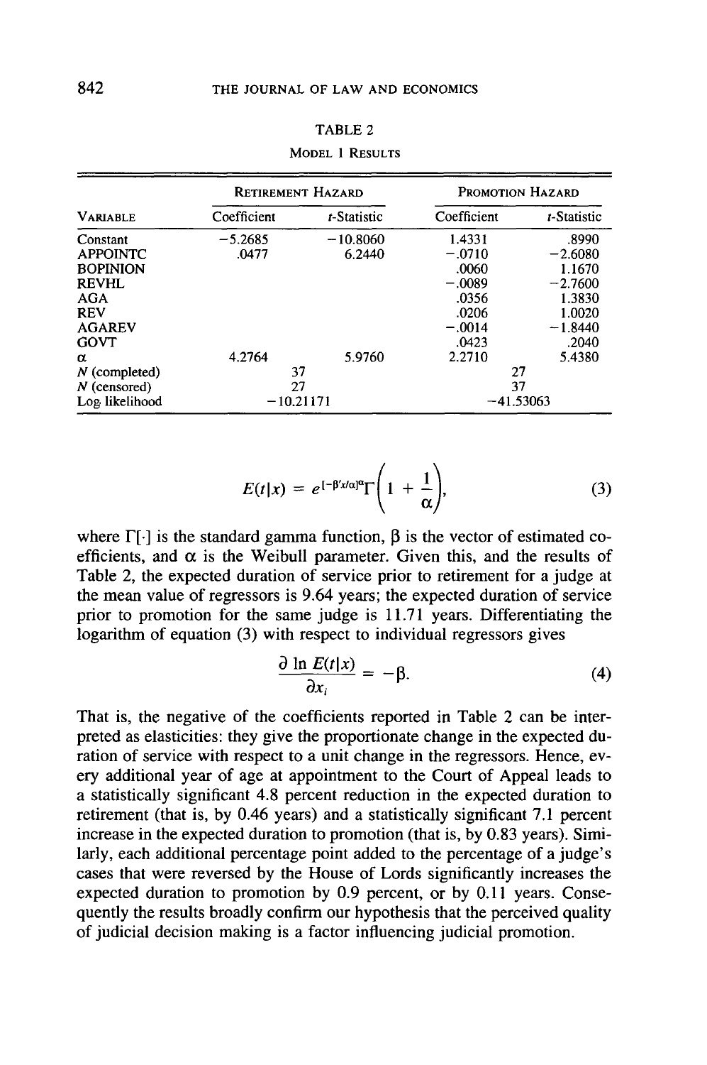TABLE 2

Model 1 Results

| Variable | Retirement Hazard |  | Promotion Hazard |  |
|---|---|---|---|---|
|  | Coefficient | $t$-Statistic | Coefficient | $t$-Statistic |
| Constant | −5.2685 | −10.8060 | 1.4331 | .8990 |
| APPOINTC | .0477 | 6.2440 | −.0710 | −2.6080 |
| BOPINION |  |  | .0060 | 1.1670 |
| REVHL |  |  | −.0089 | −2.7600 |
| AGA |  |  | .0356 | 1.3830 |
| REV |  |  | .0206 | 1.0020 |
| AGAREV |  |  | −.0014 | −1.8440 |
| GOVT |  |  | .0423 | .2040 |
| $\alpha$ | 4.2764 | 5.9760 | 2.2710 | 5.4380 |
| $N$ (completed) | 37 |  | 27 |  |
| $N$ (censored) | 27 |  | 37 |  |
| Log likelihood | −10.21171 |  | −41.53063 |  |

$$E(t|x) = e^{[-\beta'x/\alpha]\alpha}\Gamma\left(1 + \frac{1}{\alpha}\right), \tag{3}$$

where $\Gamma[\cdot]$ is the standard gamma function, $\beta$ is the vector of estimated coefficients, and $\alpha$ is the Weibull parameter. Given this, and the results of Table 2, the expected duration of service prior to retirement for a judge at the mean value of regressors is 9.64 years; the expected duration of service prior to promotion for the same judge is 11.71 years. Differentiating the logarithm of equation (3) with respect to individual regressors gives

$$\frac{\partial \ln E(t|x)}{\partial x_i} = -\beta. \tag{4}$$

That is, the negative of the coefficients reported in Table 2 can be interpreted as elasticities: they give the proportionate change in the expected duration of service with respect to a unit change in the regressors. Hence, every additional year of age at appointment to the Court of Appeal leads to a statistically significant 4.8 percent reduction in the expected duration to retirement (that is, by 0.46 years) and a statistically significant 7.1 percent increase in the expected duration to promotion (that is, by 0.83 years). Similarly, each additional percentage point added to the percentage of a judge's cases that were reversed by the House of Lords significantly increases the expected duration to promotion by 0.9 percent, or by 0.11 years. Consequently the results broadly confirm our hypothesis that the perceived quality of judicial decision making is a factor influencing judicial promotion.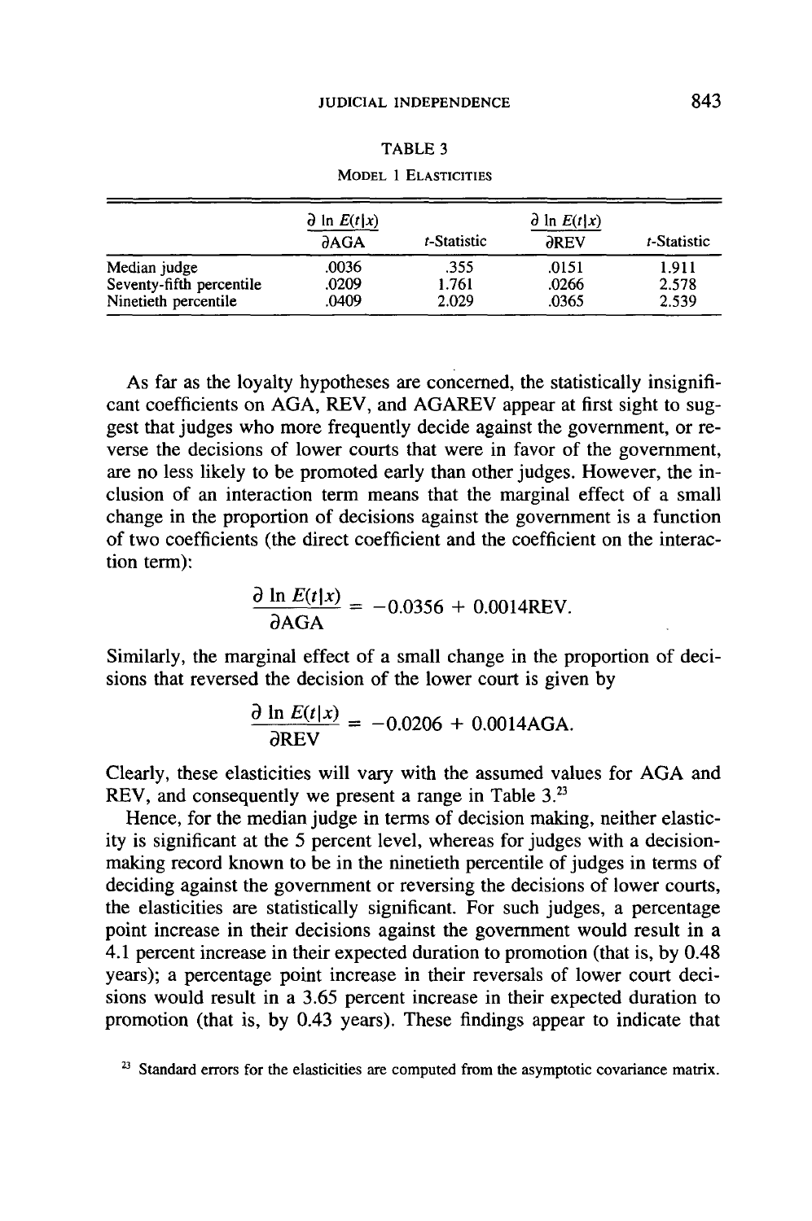TABLE 3

MODEL 1 ELASTICITIES

| | $\frac{\partial \ln E(t \mid x)}{\partial \text{AGA}}$ | $t$-Statistic | $\frac{\partial \ln E(t \mid x)}{\partial \text{REV}}$ | $t$-Statistic |
|---|---|---|---|---|
| Median judge | .0036 | .355 | .0151 | 1.911 |
| Seventy-fifth percentile | .0209 | 1.761 | .0266 | 2.578 |
| Ninetieth percentile | .0409 | 2.029 | .0365 | 2.539 |

As far as the loyalty hypotheses are concerned, the statistically insignificant coefficients on AGA, REV, and AGAREV appear at first sight to suggest that judges who more frequently decide against the government, or reverse the decisions of lower courts that were in favor of the government, are no less likely to be promoted early than other judges. However, the inclusion of an interaction term means that the marginal effect of a small change in the proportion of decisions against the government is a function of two coefficients (the direct coefficient and the coefficient on the interaction term):

$$\frac{\partial \ln E(t \mid x)}{\partial \text{AGA}} = -0.0356 + 0.0014\text{REV}.$$

Similarly, the marginal effect of a small change in the proportion of decisions that reversed the decision of the lower court is given by

$$\frac{\partial \ln E(t \mid x)}{\partial \text{REV}} = -0.0206 + 0.0014\text{AGA}.$$

Clearly, these elasticities will vary with the assumed values for AGA and REV, and consequently we present a range in Table 3.[23]

Hence, for the median judge in terms of decision making, neither elasticity is significant at the 5 percent level, whereas for judges with a decision-making record known to be in the ninetieth percentile of judges in terms of deciding against the government or reversing the decisions of lower courts, the elasticities are statistically significant. For such judges, a percentage point increase in their decisions against the government would result in a 4.1 percent increase in their expected duration to promotion (that is, by 0.48 years); a percentage point increase in their reversals of lower court decisions would result in a 3.65 percent increase in their expected duration to promotion (that is, by 0.43 years). These findings appear to indicate that

[23] Standard errors for the elasticities are computed from the asymptotic covariance matrix.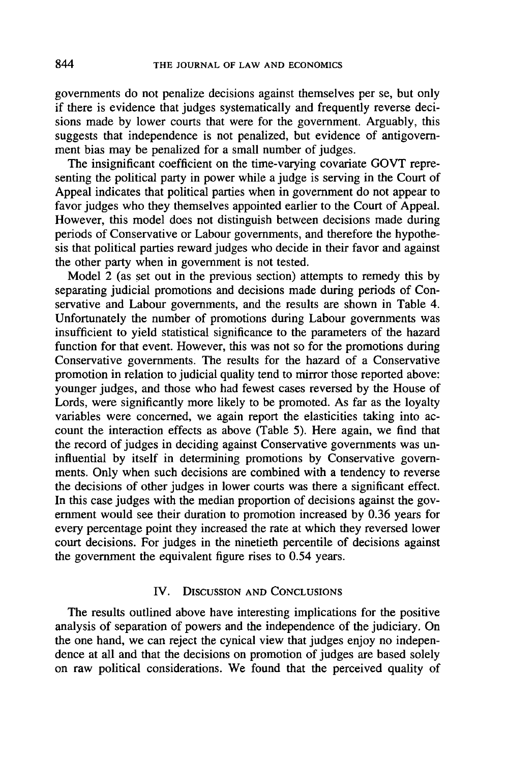governments do not penalize decisions against themselves per se, but only if there is evidence that judges systematically and frequently reverse decisions made by lower courts that were for the government. Arguably, this suggests that independence is not penalized, but evidence of antigovernment bias may be penalized for a small number of judges.

The insignificant coefficient on the time-varying covariate GOVT representing the political party in power while a judge is serving in the Court of Appeal indicates that political parties when in government do not appear to favor judges who they themselves appointed earlier to the Court of Appeal. However, this model does not distinguish between decisions made during periods of Conservative or Labour governments, and therefore the hypothesis that political parties reward judges who decide in their favor and against the other party when in government is not tested.

Model 2 (as set out in the previous section) attempts to remedy this by separating judicial promotions and decisions made during periods of Conservative and Labour governments, and the results are shown in Table 4. Unfortunately the number of promotions during Labour governments was insufficient to yield statistical significance to the parameters of the hazard function for that event. However, this was not so for the promotions during Conservative governments. The results for the hazard of a Conservative promotion in relation to judicial quality tend to mirror those reported above: younger judges, and those who had fewest cases reversed by the House of Lords, were significantly more likely to be promoted. As far as the loyalty variables were concerned, we again report the elasticities taking into account the interaction effects as above (Table 5). Here again, we find that the record of judges in deciding against Conservative governments was uninfluential by itself in determining promotions by Conservative governments. Only when such decisions are combined with a tendency to reverse the decisions of other judges in lower courts was there a significant effect. In this case judges with the median proportion of decisions against the government would see their duration to promotion increased by 0.36 years for every percentage point they increased the rate at which they reversed lower court decisions. For judges in the ninetieth percentile of decisions against the government the equivalent figure rises to 0.54 years.

## IV. Discussion and Conclusions

The results outlined above have interesting implications for the positive analysis of separation of powers and the independence of the judiciary. On the one hand, we can reject the cynical view that judges enjoy no independence at all and that the decisions on promotion of judges are based solely on raw political considerations. We found that the perceived quality of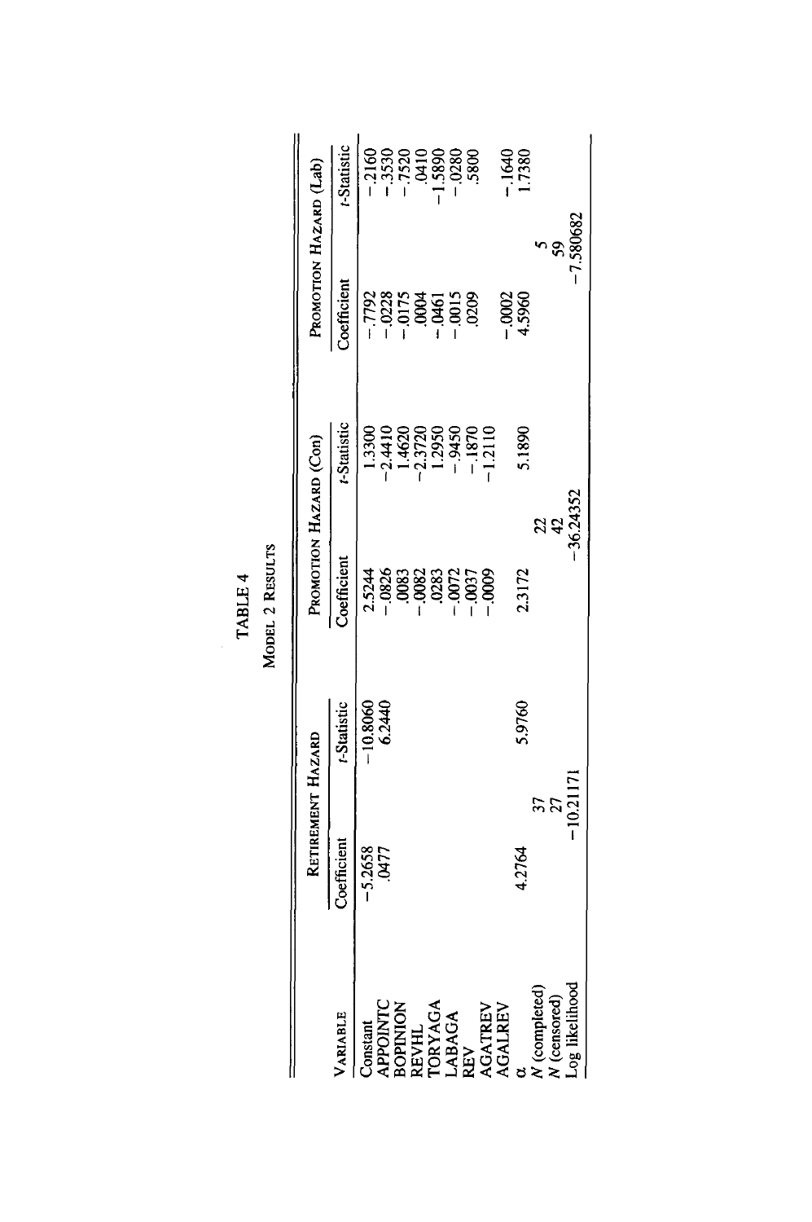TABLE 4

MODEL 2 RESULTS

| VARIABLE | RETIREMENT HAZARD | | PROMOTION HAZARD (Con) | | PROMOTION HAZARD (Lab) | |
|---|---|---|---|---|---|---|
| | Coefficient | t-Statistic | Coefficient | t-Statistic | Coefficient | t-Statistic |
| Constant | −5.2658 | −10.8060 | 2.5244 | 1.3300 | −.7792 | −.2160 |
| APPOINTC | .0477 | 6.2440 | −.0826 | −2.4410 | −.0228 | −.3530 |
| BOPINION | | | .0083 | 1.4620 | −.0175 | −.7520 |
| REVHL | | | −.0082 | −2.3720 | .0004 | .0410 |
| TORYAGA | | | .0283 | 1.2950 | −.0461 | −1.5890 |
| LABAGA | | | −.0072 | −.9450 | −.0015 | −.0280 |
| REV | | | −.0037 | −.1870 | .0209 | .5800 |
| AGATREV | | | −.0009 | −1.2110 | | |
| AGALREV | | | | | −.0002 | −.1640 |
| α | 4.2764 | 5.9760 | 2.3172 | 5.1890 | 4.5960 | 1.7380 |
| N (completed) | 37 | | 22 | | 5 | |
| N (censored) | 27 | | 42 | | 59 | |
| Log likelihood | −10.21171 | | −36.24352 | | −7.580682 | |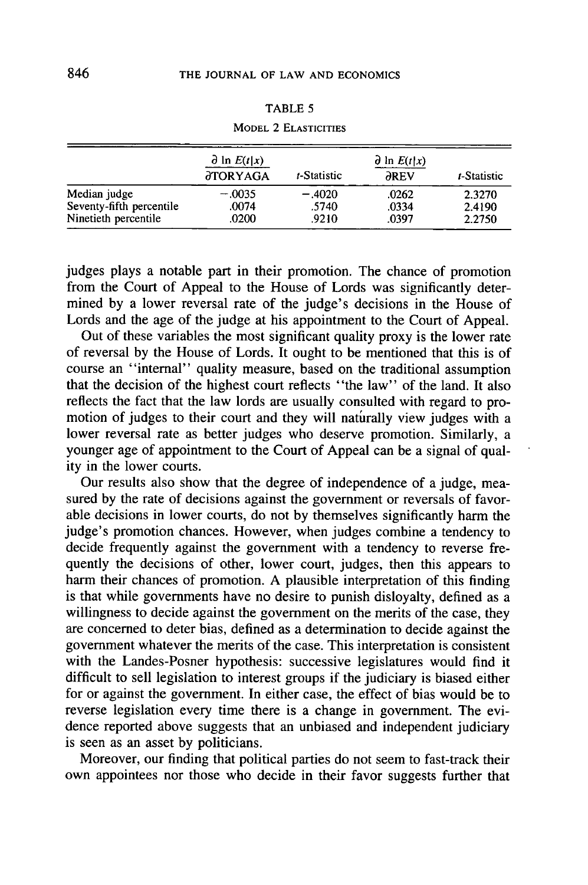TABLE 5

MODEL 2 ELASTICITIES

| | $\frac{\partial \ln E(t\|x)}{\partial \text{TORYAGA}}$ | $t$-Statistic | $\frac{\partial \ln E(t\|x)}{\partial \text{REV}}$ | $t$-Statistic |
|---|---|---|---|---|
| Median judge | −.0035 | −.4020 | .0262 | 2.3270 |
| Seventy-fifth percentile | .0074 | .5740 | .0334 | 2.4190 |
| Ninetieth percentile | .0200 | .9210 | .0397 | 2.2750 |

judges plays a notable part in their promotion. The chance of promotion from the Court of Appeal to the House of Lords was significantly determined by a lower reversal rate of the judge's decisions in the House of Lords and the age of the judge at his appointment to the Court of Appeal.

Out of these variables the most significant quality proxy is the lower rate of reversal by the House of Lords. It ought to be mentioned that this is of course an "internal" quality measure, based on the traditional assumption that the decision of the highest court reflects "the law" of the land. It also reflects the fact that the law lords are usually consulted with regard to promotion of judges to their court and they will naturally view judges with a lower reversal rate as better judges who deserve promotion. Similarly, a younger age of appointment to the Court of Appeal can be a signal of quality in the lower courts.

Our results also show that the degree of independence of a judge, measured by the rate of decisions against the government or reversals of favorable decisions in lower courts, do not by themselves significantly harm the judge's promotion chances. However, when judges combine a tendency to decide frequently against the government with a tendency to reverse frequently the decisions of other, lower court, judges, then this appears to harm their chances of promotion. A plausible interpretation of this finding is that while governments have no desire to punish disloyalty, defined as a willingness to decide against the government on the merits of the case, they are concerned to deter bias, defined as a determination to decide against the government whatever the merits of the case. This interpretation is consistent with the Landes-Posner hypothesis: successive legislatures would find it difficult to sell legislation to interest groups if the judiciary is biased either for or against the government. In either case, the effect of bias would be to reverse legislation every time there is a change in government. The evidence reported above suggests that an unbiased and independent judiciary is seen as an asset by politicians.

Moreover, our finding that political parties do not seem to fast-track their own appointees nor those who decide in their favor suggests further that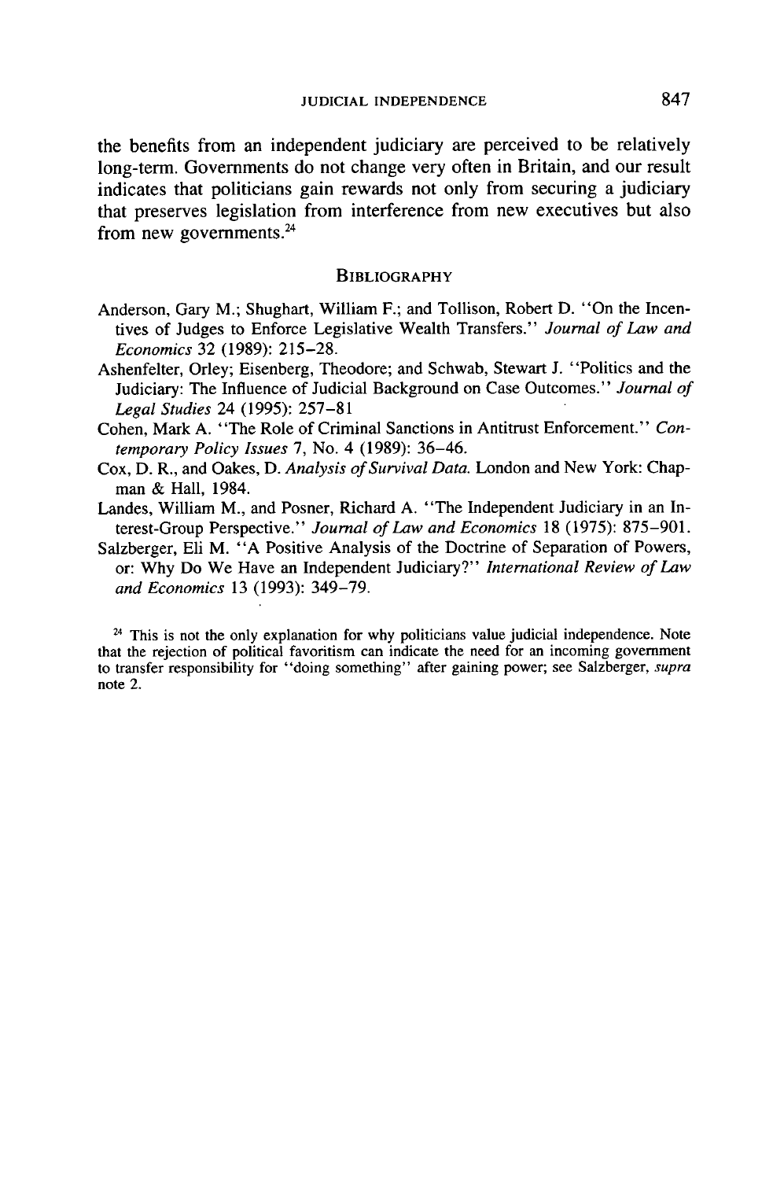the benefits from an independent judiciary are perceived to be relatively long-term. Governments do not change very often in Britain, and our result indicates that politicians gain rewards not only from securing a judiciary that preserves legislation from interference from new executives but also from new governments.[24]

## Bibliography

Anderson, Gary M.; Shughart, William F.; and Tollison, Robert D. "On the Incentives of Judges to Enforce Legislative Wealth Transfers." *Journal of Law and Economics* 32 (1989): 215–28.

Ashenfelter, Orley; Eisenberg, Theodore; and Schwab, Stewart J. "Politics and the Judiciary: The Influence of Judicial Background on Case Outcomes." *Journal of Legal Studies* 24 (1995): 257–81

Cohen, Mark A. "The Role of Criminal Sanctions in Antitrust Enforcement." *Contemporary Policy Issues* 7, No. 4 (1989): 36–46.

Cox, D. R., and Oakes, D. *Analysis of Survival Data.* London and New York: Chapman & Hall, 1984.

Landes, William M., and Posner, Richard A. "The Independent Judiciary in an Interest-Group Perspective." *Journal of Law and Economics* 18 (1975): 875–901.

Salzberger, Eli M. "A Positive Analysis of the Doctrine of Separation of Powers, or: Why Do We Have an Independent Judiciary?" *International Review of Law and Economics* 13 (1993): 349–79.

[24] This is not the only explanation for why politicians value judicial independence. Note that the rejection of political favoritism can indicate the need for an incoming government to transfer responsibility for "doing something" after gaining power; see Salzberger, *supra* note 2.